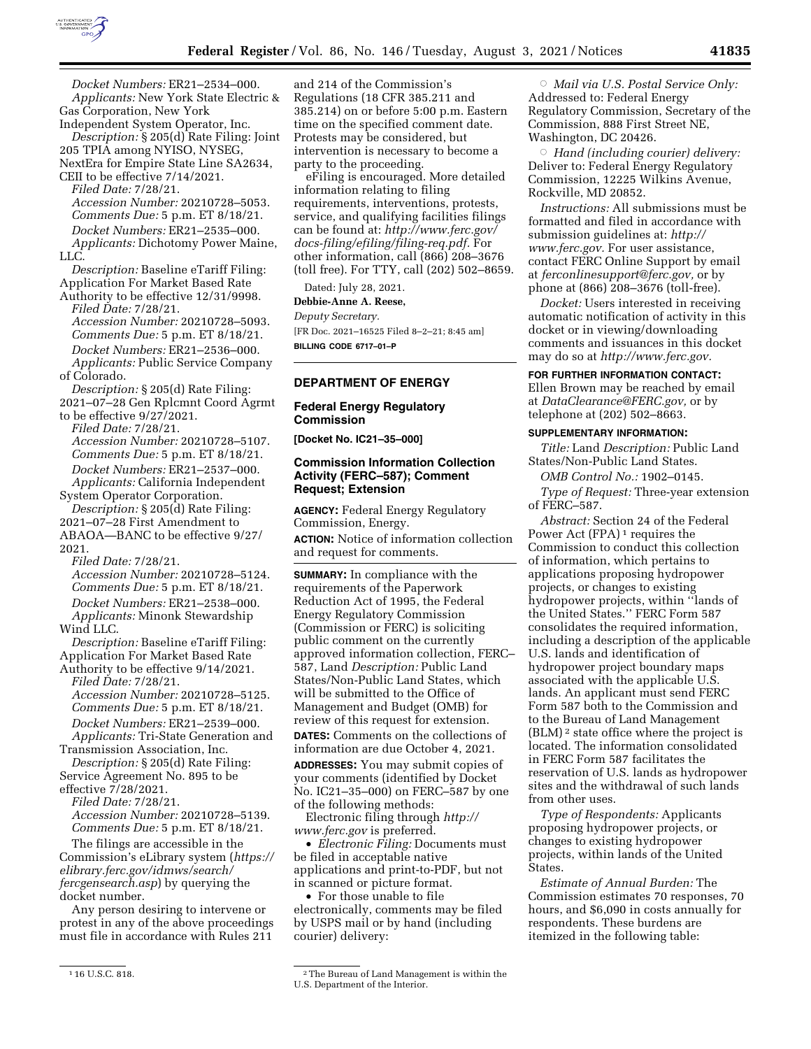*Docket Numbers:* ER21–2534–000.

*Applicants:* New York State Electric & Gas Corporation, New York Independent System Operator, Inc.

*Description:* § 205(d) Rate Filing: Joint 205 TPIA among NYISO, NYSEG, NextEra for Empire State Line SA2634, CEII to be effective 7/14/2021.

*Filed Date:* 7/28/21.

*Accession Number:* 20210728–5053.

*Comments Due:* 5 p.m. ET 8/18/21.

*Docket Numbers:* ER21–2535–000.

*Applicants:* Dichotomy Power Maine, LLC.

*Description:* Baseline eTariff Filing: Application For Market Based Rate Authority to be effective 12/31/9998.

*Filed Date:* 7/28/21.

*Accession Number:* 20210728–5093.

*Comments Due:* 5 p.m. ET 8/18/21.

*Docket Numbers:* ER21–2536–000.

*Applicants:* Public Service Company of Colorado.

*Description:* § 205(d) Rate Filing: 2021–07–28 Gen Rplcmnt Coord Agrmt to be effective 9/27/2021.

*Filed Date:* 7/28/21.

*Accession Number:* 20210728–5107.

*Comments Due:* 5 p.m. ET 8/18/21.

*Docket Numbers:* ER21–2537–000.

*Applicants:* California Independent System Operator Corporation.

*Description:* § 205(d) Rate Filing: 2021–07–28 First Amendment to ABAOA—BANC to be effective 9/27/2021.

*Filed Date:* 7/28/21.

*Accession Number:* 20210728–5124.

*Comments Due:* 5 p.m. ET 8/18/21.

*Docket Numbers:* ER21–2538–000.

*Applicants:* Minonk Stewardship Wind LLC.

*Description:* Baseline eTariff Filing: Application For Market Based Rate Authority to be effective 9/14/2021.

*Filed Date:* 7/28/21.

*Accession Number:* 20210728–5125.

*Comments Due:* 5 p.m. ET 8/18/21.

*Docket Numbers:* ER21–2539–000.

*Applicants:* Tri-State Generation and Transmission Association, Inc.

*Description:* § 205(d) Rate Filing: Service Agreement No. 895 to be effective 7/28/2021.

*Filed Date:* 7/28/21.

*Accession Number:* 20210728–5139.

*Comments Due:* 5 p.m. ET 8/18/21.

The filings are accessible in the Commission's eLibrary system (*https://elibrary.ferc.gov/idmws/search/fercgensearch.asp*) by querying the docket number.

Any person desiring to intervene or protest in any of the above proceedings must file in accordance with Rules 211 and 214 of the Commission's Regulations (18 CFR 385.211 and 385.214) on or before 5:00 p.m. Eastern time on the specified comment date. Protests may be considered, but intervention is necessary to become a party to the proceeding.

eFiling is encouraged. More detailed information relating to filing requirements, interventions, protests, service, and qualifying facilities filings can be found at: *http://www.ferc.gov/docs-filing/efiling/filing-req.pdf.* For other information, call (866) 208–3676 (toll free). For TTY, call (202) 502–8659.

Dated: July 28, 2021.

**Debbie-Anne A. Reese,**

*Deputy Secretary.*

[FR Doc. 2021–16525 Filed 8–2–21; 8:45 am]

**BILLING CODE 6717–01–P**

## DEPARTMENT OF ENERGY

### Federal Energy Regulatory Commission

**[Docket No. IC21–35–000]**

### Commission Information Collection Activity (FERC–587); Comment Request; Extension

**AGENCY:** Federal Energy Regulatory Commission, Energy.

**ACTION:** Notice of information collection and request for comments.

**SUMMARY:** In compliance with the requirements of the Paperwork Reduction Act of 1995, the Federal Energy Regulatory Commission (Commission or FERC) is soliciting public comment on the currently approved information collection, FERC–587, Land *Description:* Public Land States/Non-Public Land States, which will be submitted to the Office of Management and Budget (OMB) for review of this request for extension.

**DATES:** Comments on the collections of information are due October 4, 2021.

**ADDRESSES:** You may submit copies of your comments (identified by Docket No. IC21–35–000) on FERC–587 by one of the following methods:

Electronic filing through *http://www.ferc.gov* is preferred.

- *Electronic Filing:* Documents must be filed in acceptable native applications and print-to-PDF, but not in scanned or picture format.
- For those unable to file electronically, comments may be filed by USPS mail or by hand (including courier) delivery:
  - *Mail via U.S. Postal Service Only:* Addressed to: Federal Energy Regulatory Commission, Secretary of the Commission, 888 First Street NE, Washington, DC 20426.
  - *Hand (including courier) delivery:* Deliver to: Federal Energy Regulatory Commission, 12225 Wilkins Avenue, Rockville, MD 20852.

*Instructions:* All submissions must be formatted and filed in accordance with submission guidelines at: *http://www.ferc.gov.* For user assistance, contact FERC Online Support by email at *ferconlinesupport@ferc.gov,* or by phone at (866) 208–3676 (toll-free).

*Docket:* Users interested in receiving automatic notification of activity in this docket or in viewing/downloading comments and issuances in this docket may do so at *http://www.ferc.gov.*

**FOR FURTHER INFORMATION CONTACT:** Ellen Brown may be reached by email at *DataClearance@FERC.gov,* or by telephone at (202) 502–8663.

**SUPPLEMENTARY INFORMATION:**

*Title:* Land *Description:* Public Land States/Non-Public Land States.

*OMB Control No.:* 1902–0145.

*Type of Request:* Three-year extension of FERC–587.

*Abstract:* Section 24 of the Federal Power Act (FPA) [1] requires the Commission to conduct this collection of information, which pertains to applications proposing hydropower projects, or changes to existing hydropower projects, within ''lands of the United States.'' FERC Form 587 consolidates the required information, including a description of the applicable U.S. lands and identification of hydropower project boundary maps associated with the applicable U.S. lands. An applicant must send FERC Form 587 both to the Commission and to the Bureau of Land Management (BLM) [2] state office where the project is located. The information consolidated in FERC Form 587 facilitates the reservation of U.S. lands as hydropower sites and the withdrawal of such lands from other uses.

*Type of Respondents:* Applicants proposing hydropower projects, or changes to existing hydropower projects, within lands of the United States.

*Estimate of Annual Burden:* The Commission estimates 70 responses, 70 hours, and $6,090 in costs annually for respondents. These burdens are itemized in the following table:

---

[1] 16 U.S.C. 818.

[2] The Bureau of Land Management is within the U.S. Department of the Interior.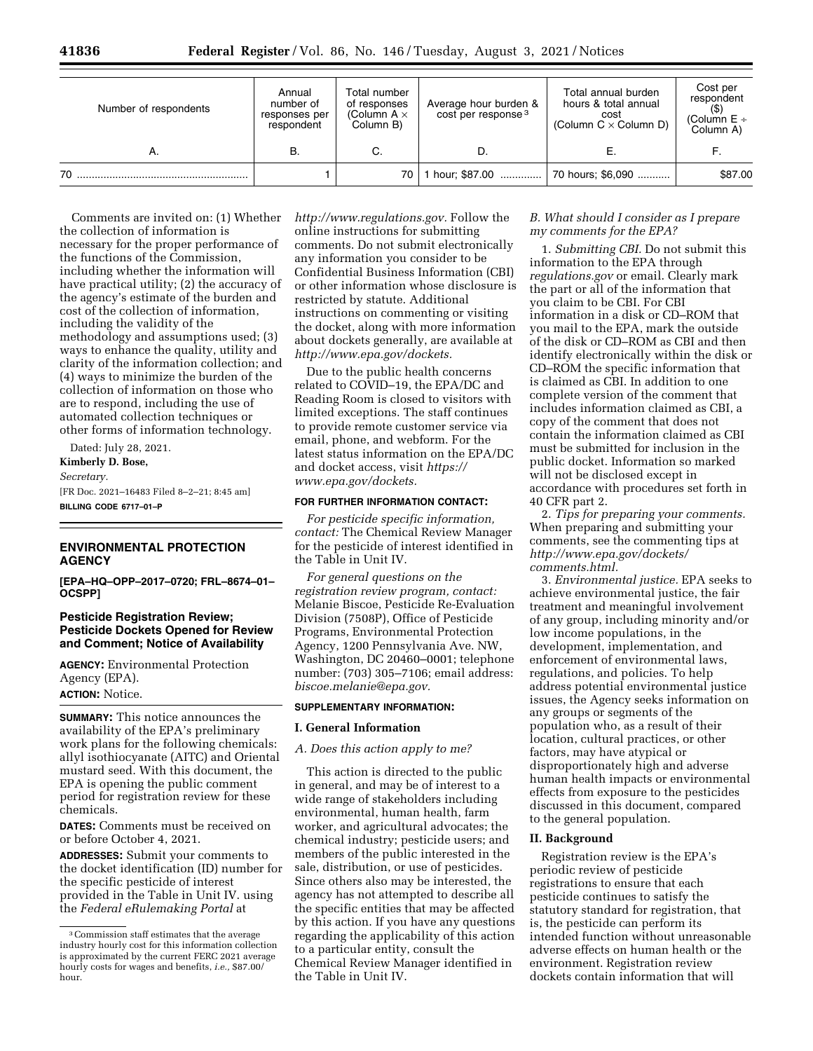| Number of respondents | Annual number of responses per respondent | Total number of responses (Column A × Column B) | Average hour burden & cost per response [3] | Total annual burden hours & total annual cost (Column C × Column D) | Cost per respondent ($) (Column E ÷ Column A) |
|---|---|---|---|---|---|
| A. | B. | C. | D. | E. | F. |
| 70 | 1 | 70 | 1 hour; $87.00 | 70 hours; $6,090 | $87.00 |

Comments are invited on: (1) Whether the collection of information is necessary for the proper performance of the functions of the Commission, including whether the information will have practical utility; (2) the accuracy of the agency's estimate of the burden and cost of the collection of information, including the validity of the methodology and assumptions used; (3) ways to enhance the quality, utility and clarity of the information collection; and (4) ways to minimize the burden of the collection of information on those who are to respond, including the use of automated collection techniques or other forms of information technology.

Dated: July 28, 2021.

**Kimberly D. Bose,**

*Secretary.*

[FR Doc. 2021–16483 Filed 8–2–21; 8:45 am]

**BILLING CODE 6717–01–P**

[3] Commission staff estimates that the average industry hourly cost for this information collection is approximated by the current FERC 2021 average hourly costs for wages and benefits, *i.e.,* $87.00/hour.

## ENVIRONMENTAL PROTECTION AGENCY

**[EPA–HQ–OPP–2017–0720; FRL–8674–01–OCSPP]**

### Pesticide Registration Review; Pesticide Dockets Opened for Review and Comment; Notice of Availability

**AGENCY:** Environmental Protection Agency (EPA).

**ACTION:** Notice.

**SUMMARY:** This notice announces the availability of the EPA's preliminary work plans for the following chemicals: allyl isothiocyanate (AITC) and Oriental mustard seed. With this document, the EPA is opening the public comment period for registration review for these chemicals.

**DATES:** Comments must be received on or before October 4, 2021.

**ADDRESSES:** Submit your comments to the docket identification (ID) number for the specific pesticide of interest provided in the Table in Unit IV. using the *Federal eRulemaking Portal* at *http://www.regulations.gov.* Follow the online instructions for submitting comments. Do not submit electronically any information you consider to be Confidential Business Information (CBI) or other information whose disclosure is restricted by statute. Additional instructions on commenting or visiting the docket, along with more information about dockets generally, are available at *http://www.epa.gov/dockets.*

Due to the public health concerns related to COVID–19, the EPA/DC and Reading Room is closed to visitors with limited exceptions. The staff continues to provide remote customer service via email, phone, and webform. For the latest status information on the EPA/DC and docket access, visit *https://www.epa.gov/dockets.*

**FOR FURTHER INFORMATION CONTACT:**

*For pesticide specific information, contact:* The Chemical Review Manager for the pesticide of interest identified in the Table in Unit IV.

*For general questions on the registration review program, contact:* Melanie Biscoe, Pesticide Re-Evaluation Division (7508P), Office of Pesticide Programs, Environmental Protection Agency, 1200 Pennsylvania Ave. NW, Washington, DC 20460–0001; telephone number: (703) 305–7106; email address: *biscoe.melanie@epa.gov.*

**SUPPLEMENTARY INFORMATION:**

**I. General Information**

*A. Does this action apply to me?*

This action is directed to the public in general, and may be of interest to a wide range of stakeholders including environmental, human health, farm worker, and agricultural advocates; the chemical industry; pesticide users; and members of the public interested in the sale, distribution, or use of pesticides. Since others also may be interested, the agency has not attempted to describe all the specific entities that may be affected by this action. If you have any questions regarding the applicability of this action to a particular entity, consult the Chemical Review Manager identified in the Table in Unit IV.

*B. What should I consider as I prepare my comments for the EPA?*

1. *Submitting CBI.* Do not submit this information to the EPA through *regulations.gov* or email. Clearly mark the part or all of the information that you claim to be CBI. For CBI information in a disk or CD–ROM that you mail to the EPA, mark the outside of the disk or CD–ROM as CBI and then identify electronically within the disk or CD–ROM the specific information that is claimed as CBI. In addition to one complete version of the comment that includes information claimed as CBI, a copy of the comment that does not contain the information claimed as CBI must be submitted for inclusion in the public docket. Information so marked will not be disclosed except in accordance with procedures set forth in 40 CFR part 2.

2. *Tips for preparing your comments.* When preparing and submitting your comments, see the commenting tips at *http://www.epa.gov/dockets/comments.html.*

3. *Environmental justice.* EPA seeks to achieve environmental justice, the fair treatment and meaningful involvement of any group, including minority and/or low income populations, in the development, implementation, and enforcement of environmental laws, regulations, and policies. To help address potential environmental justice issues, the Agency seeks information on any groups or segments of the population who, as a result of their location, cultural practices, or other factors, may have atypical or disproportionately high and adverse human health impacts or environmental effects from exposure to the pesticides discussed in this document, compared to the general population.

**II. Background**

Registration review is the EPA's periodic review of pesticide registrations to ensure that each pesticide continues to satisfy the statutory standard for registration, that is, the pesticide can perform its intended function without unreasonable adverse effects on human health or the environment. Registration review dockets contain information that will